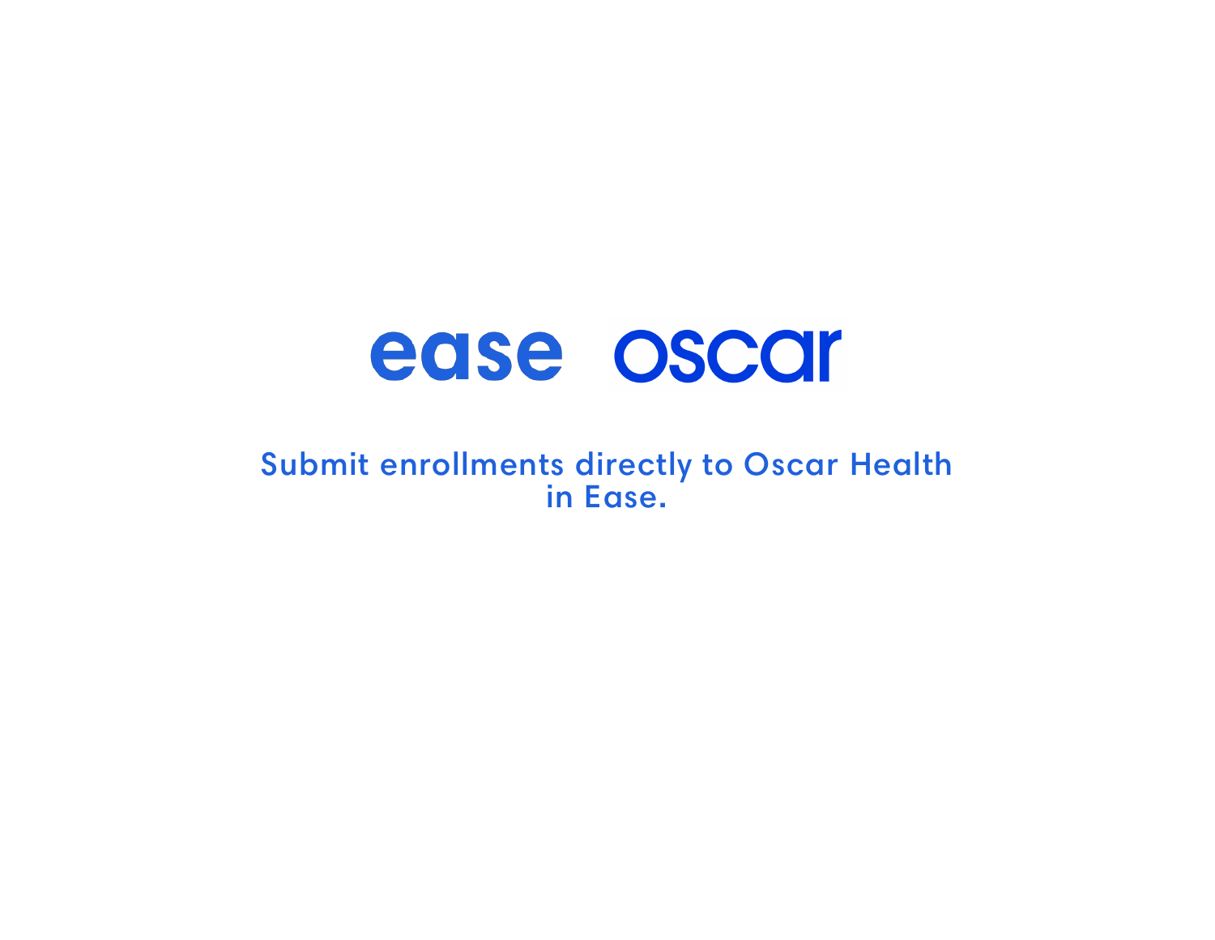ease oscar

## Submit enrollments directly to Oscar Health in Ease.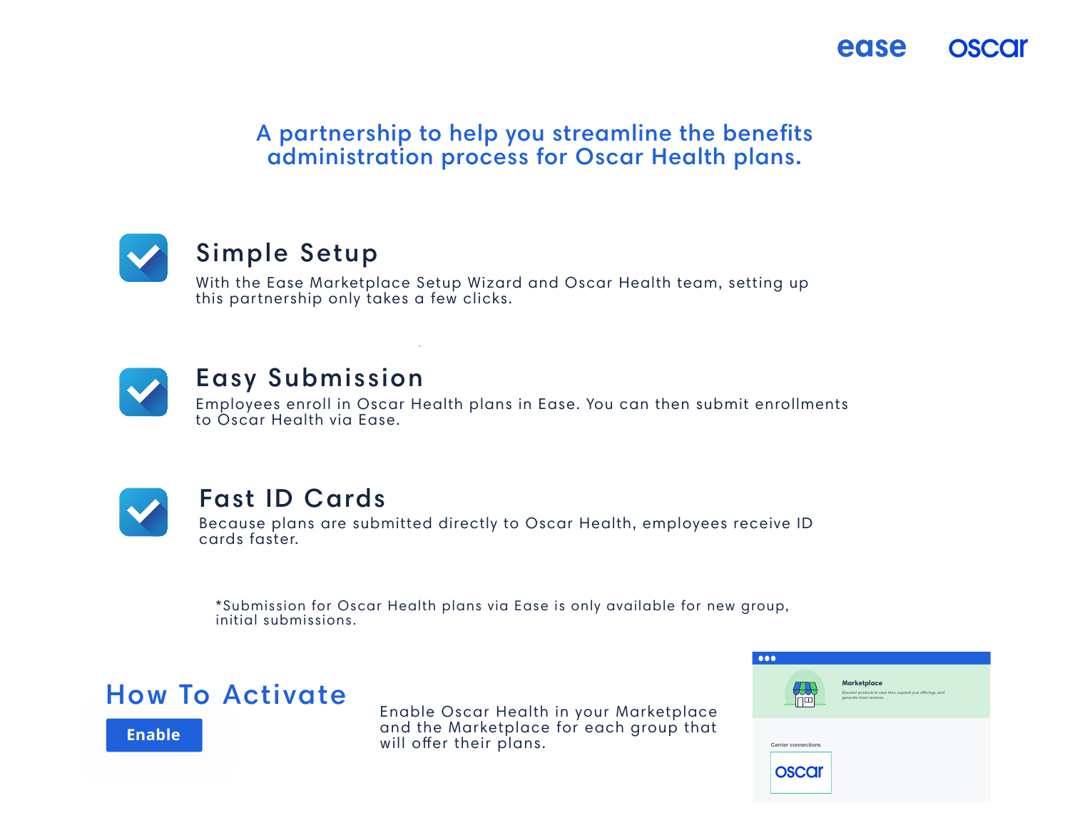ease oscar

## A partnership to help you streamline the benefits administration process for Oscar Health plans.

### Simple Setup

With the Ease Marketplace Setup Wizard and Oscar Health team, setting up this partnership only takes a few clicks.

### Easy Submission

Employees enroll in Oscar Health plans in Ease. You can then submit enrollments to Oscar Health via Ease.

### Fast ID Cards

Because plans are submitted directly to Oscar Health, employees receive ID cards faster.

*Submission for Oscar Health plans via Ease is only available for new group, initial submissions.

## How To Activate

**Enable**

Enable Oscar Health in your Marketplace and the Marketplace for each group that will offer their plans.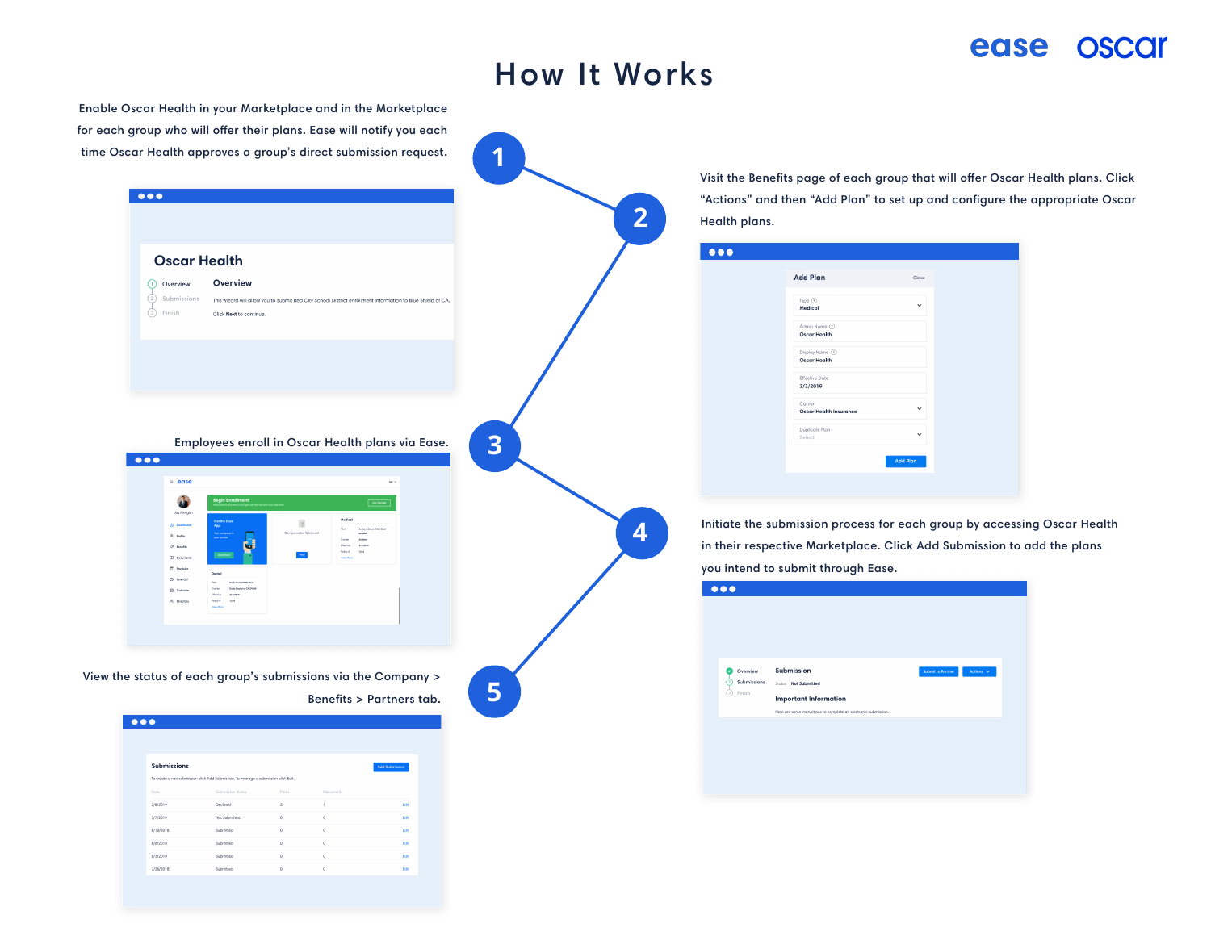# How It Works

ease oscar

1. Enable Oscar Health in your Marketplace and in the Marketplace for each group who will offer their plans. Ease will notify you each time Oscar Health approves a group's direct submission request.

2. Visit the Benefits page of each group that will offer Oscar Health plans. Click "Actions" and then "Add Plan" to set up and configure the appropriate Oscar Health plans.

3. Employees enroll in Oscar Health plans via Ease.

4. Initiate the submission process for each group by accessing Oscar Health in their respective Marketplace. Click Add Submission to add the plans you intend to submit through Ease.

5. View the status of each group's submissions via the Company > Benefits > Partners tab.